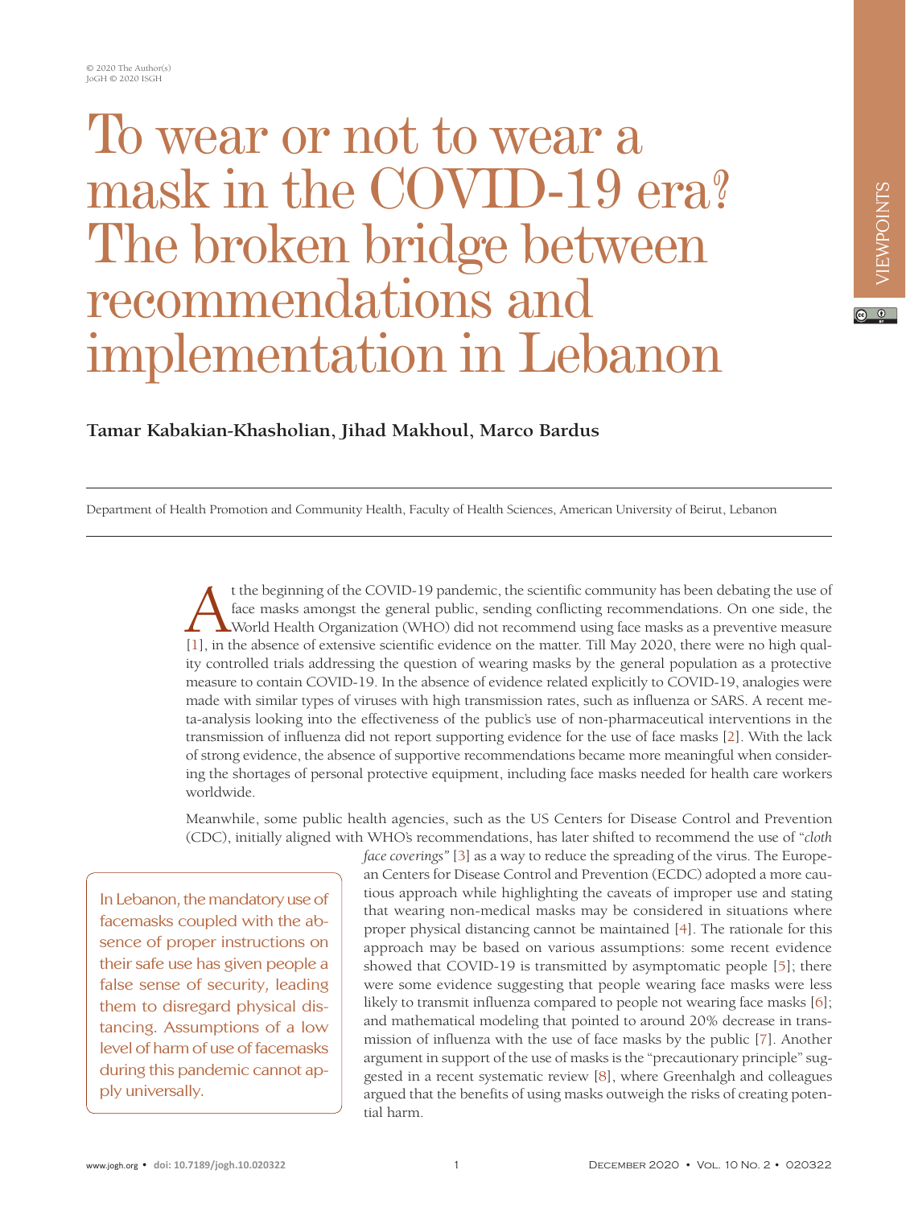# To wear or not to wear a mask in the COVID-19 era? The broken bridge between recommendations and implementation in Lebanon

**Tamar Kabakian-Khasholian, Jihad Makhoul, Marco Bardus**

Department of Health Promotion and Community Health, Faculty of Health Sciences, American University of Beirut, Lebanon

At the beginning of the COVID-19 pandemic, the scientific community has been debating the use of face masks amongst the general public, sending conflicting recommendations. On one side, the World Health Organization (WHO) did not recommend using face masks as a preventive measure [1], in the absence of extensive scientific evidence on the matter. Till May 2020, there were no high quality controlled trials addressing the question of wearing masks by the general population as a protective measure to contain COVID-19. In the absence of evidence related explicitly to COVID-19, analogies were made with similar types of viruses with high transmission rates, such as influenza or SARS. A recent meta-analysis looking into the effectiveness of the public's use of non-pharmaceutical interventions in the transmission of influenza did not report supporting evidence for the use of face masks [2]. With the lack of strong evidence, the absence of supportive recommendations became more meaningful when considering the shortages of personal protective equipment, including face masks needed for health care workers worldwide.

Meanwhile, some public health agencies, such as the US Centers for Disease Control and Prevention (CDC), initially aligned with WHO's recommendations, has later shifted to recommend the use of "*cloth face coverings*" [3] as a way to reduce the spreading of the virus. The European Centers for Disease Control and Prevention (ECDC) adopted a more cautious approach while highlighting the caveats of improper use and stating that wearing non-medical masks may be considered in situations where proper physical distancing cannot be maintained [4]. The rationale for this approach may be based on various assumptions: some recent evidence showed that COVID-19 is transmitted by asymptomatic people [5]; there were some evidence suggesting that people wearing face masks were less likely to transmit influenza compared to people not wearing face masks [6]; and mathematical modeling that pointed to around 20% decrease in transmission of influenza with the use of face masks by the public [7]. Another argument in support of the use of masks is the "precautionary principle" suggested in a recent systematic review [8], where Greenhalgh and colleagues argued that the benefits of using masks outweigh the risks of creating potential harm.

> In Lebanon, the mandatory use of facemasks coupled with the absence of proper instructions on their safe use has given people a false sense of security, leading them to disregard physical distancing. Assumptions of a low level of harm of use of facemasks during this pandemic cannot apply universally.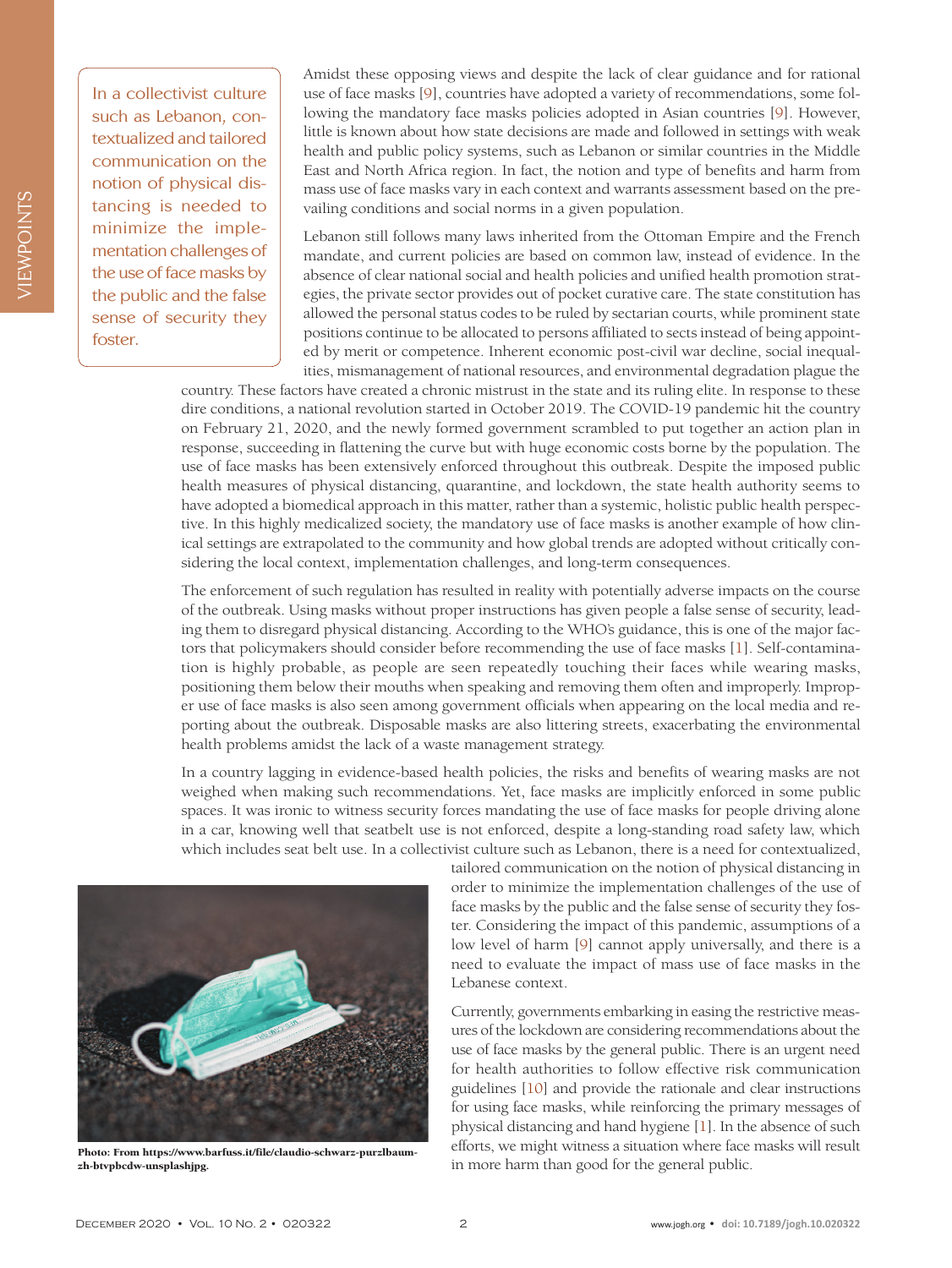In a collectivist culture such as Lebanon, contextualized and tailored communication on the notion of physical distancing is needed to minimize the implementation challenges of the use of face masks by the public and the false sense of security they foster.

Amidst these opposing views and despite the lack of clear guidance and for rational use of face masks [9], countries have adopted a variety of recommendations, some following the mandatory face masks policies adopted in Asian countries [9]. However, little is known about how state decisions are made and followed in settings with weak health and public policy systems, such as Lebanon or similar countries in the Middle East and North Africa region. In fact, the notion and type of benefits and harm from mass use of face masks vary in each context and warrants assessment based on the prevailing conditions and social norms in a given population.

Lebanon still follows many laws inherited from the Ottoman Empire and the French mandate, and current policies are based on common law, instead of evidence. In the absence of clear national social and health policies and unified health promotion strategies, the private sector provides out of pocket curative care. The state constitution has allowed the personal status codes to be ruled by sectarian courts, while prominent state positions continue to be allocated to persons affiliated to sects instead of being appointed by merit or competence. Inherent economic post-civil war decline, social inequalities, mismanagement of national resources, and environmental degradation plague the country. These factors have created a chronic mistrust in the state and its ruling elite. In response to these dire conditions, a national revolution started in October 2019. The COVID-19 pandemic hit the country on February 21, 2020, and the newly formed government scrambled to put together an action plan in response, succeeding in flattening the curve but with huge economic costs borne by the population. The use of face masks has been extensively enforced throughout this outbreak. Despite the imposed public health measures of physical distancing, quarantine, and lockdown, the state health authority seems to have adopted a biomedical approach in this matter, rather than a systemic, holistic public health perspective. In this highly medicalized society, the mandatory use of face masks is another example of how clinical settings are extrapolated to the community and how global trends are adopted without critically considering the local context, implementation challenges, and long-term consequences.

The enforcement of such regulation has resulted in reality with potentially adverse impacts on the course of the outbreak. Using masks without proper instructions has given people a false sense of security, leading them to disregard physical distancing. According to the WHO's guidance, this is one of the major factors that policymakers should consider before recommending the use of face masks [1]. Self-contamination is highly probable, as people are seen repeatedly touching their faces while wearing masks, positioning them below their mouths when speaking and removing them often and improperly. Improper use of face masks is also seen among government officials when appearing on the local media and reporting about the outbreak. Disposable masks are also littering streets, exacerbating the environmental health problems amidst the lack of a waste management strategy.

In a country lagging in evidence-based health policies, the risks and benefits of wearing masks are not weighed when making such recommendations. Yet, face masks are implicitly enforced in some public spaces. It was ironic to witness security forces mandating the use of face masks for people driving alone in a car, knowing well that seatbelt use is not enforced, despite a long-standing road safety law, which which includes seat belt use. In a collectivist culture such as Lebanon, there is a need for contextualized, tailored communication on the notion of physical distancing in order to minimize the implementation challenges of the use of face masks by the public and the false sense of security they foster. Considering the impact of this pandemic, assumptions of a low level of harm [9] cannot apply universally, and there is a need to evaluate the impact of mass use of face masks in the Lebanese context.

Photo: From https://www.barfuss.it/file/claudio-schwarz-purzlbaum-zh-btvpbcdw-unsplashjpg.

Currently, governments embarking in easing the restrictive measures of the lockdown are considering recommendations about the use of face masks by the general public. There is an urgent need for health authorities to follow effective risk communication guidelines [10] and provide the rationale and clear instructions for using face masks, while reinforcing the primary messages of physical distancing and hand hygiene [1]. In the absence of such efforts, we might witness a situation where face masks will result in more harm than good for the general public.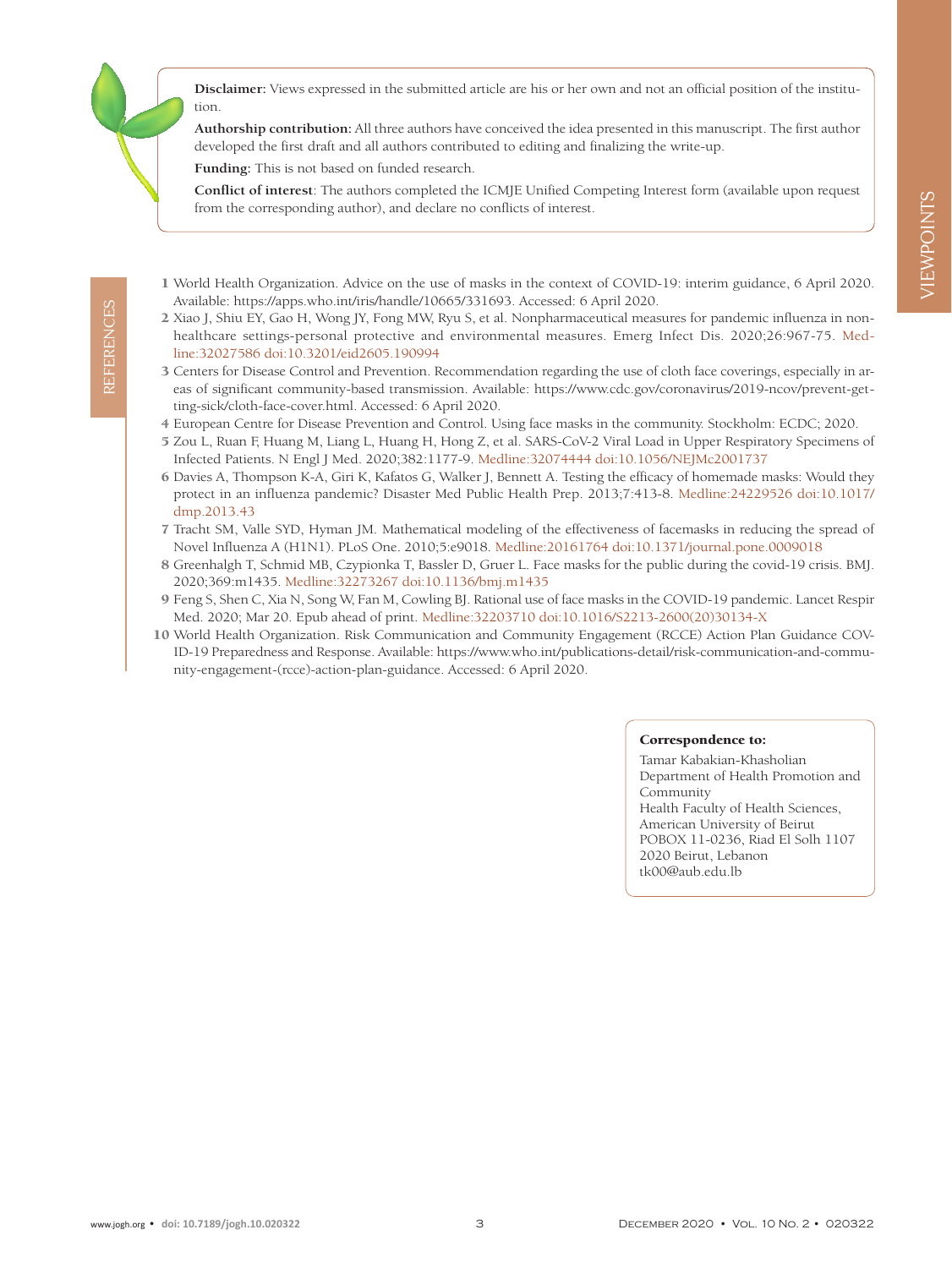**Disclaimer:** Views expressed in the submitted article are his or her own and not an official position of the institution.

**Authorship contribution:** All three authors have conceived the idea presented in this manuscript. The first author developed the first draft and all authors contributed to editing and finalizing the write-up.

**Funding:** This is not based on funded research.

**Conflict of interest**: The authors completed the ICMJE Unified Competing Interest form (available upon request from the corresponding author), and declare no conflicts of interest.

## REFERENCES

1. World Health Organization. Advice on the use of masks in the context of COVID-19: interim guidance, 6 April 2020. Available: https://apps.who.int/iris/handle/10665/331693. Accessed: 6 April 2020.
2. Xiao J, Shiu EY, Gao H, Wong JY, Fong MW, Ryu S, et al. Nonpharmaceutical measures for pandemic influenza in nonhealthcare settings-personal protective and environmental measures. Emerg Infect Dis. 2020;26:967-75. Medline:32027586 doi:10.3201/eid2605.190994
3. Centers for Disease Control and Prevention. Recommendation regarding the use of cloth face coverings, especially in areas of significant community-based transmission. Available: https://www.cdc.gov/coronavirus/2019-ncov/prevent-getting-sick/cloth-face-cover.html. Accessed: 6 April 2020.
4. European Centre for Disease Prevention and Control. Using face masks in the community. Stockholm: ECDC; 2020.
5. Zou L, Ruan F, Huang M, Liang L, Huang H, Hong Z, et al. SARS-CoV-2 Viral Load in Upper Respiratory Specimens of Infected Patients. N Engl J Med. 2020;382:1177-9. Medline:32074444 doi:10.1056/NEJMc2001737
6. Davies A, Thompson K-A, Giri K, Kafatos G, Walker J, Bennett A. Testing the efficacy of homemade masks: Would they protect in an influenza pandemic? Disaster Med Public Health Prep. 2013;7:413-8. Medline:24229526 doi:10.1017/dmp.2013.43
7. Tracht SM, Valle SYD, Hyman JM. Mathematical modeling of the effectiveness of facemasks in reducing the spread of Novel Influenza A (H1N1). PLoS One. 2010;5:e9018. Medline:20161764 doi:10.1371/journal.pone.0009018
8. Greenhalgh T, Schmid MB, Czypionka T, Bassler D, Gruer L. Face masks for the public during the covid-19 crisis. BMJ. 2020;369:m1435. Medline:32273267 doi:10.1136/bmj.m1435
9. Feng S, Shen C, Xia N, Song W, Fan M, Cowling BJ. Rational use of face masks in the COVID-19 pandemic. Lancet Respir Med. 2020; Mar 20. Epub ahead of print. Medline:32203710 doi:10.1016/S2213-2600(20)30134-X
10. World Health Organization. Risk Communication and Community Engagement (RCCE) Action Plan Guidance COVID-19 Preparedness and Response. Available: https://www.who.int/publications-detail/risk-communication-and-community-engagement-(rcce)-action-plan-guidance. Accessed: 6 April 2020.

**Correspondence to:**

Tamar Kabakian-Khasholian
Department of Health Promotion and Community
Health Faculty of Health Sciences,
American University of Beirut
POBOX 11-0236, Riad El Solh 1107
2020 Beirut, Lebanon
tk00@aub.edu.lb